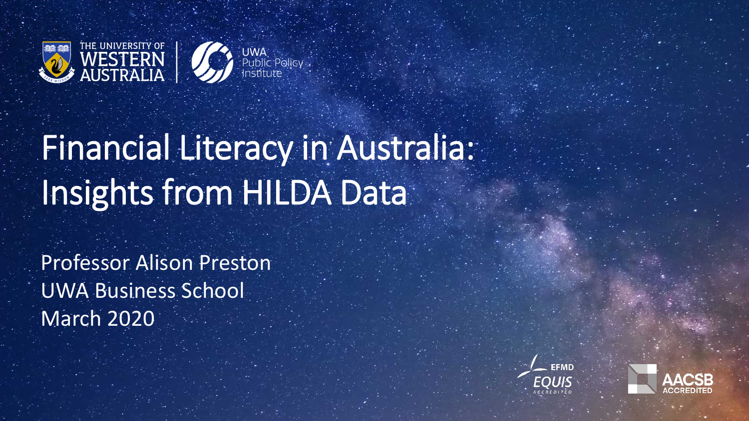THE UNIVERSITY OF WESTERN AUSTRALIA

UWA Public Policy Institute

# Financial Literacy in Australia: Insights from HILDA Data

Professor Alison Preston
UWA Business School
March 2020

EFMD EQUIS ACCREDITED

AACSB ACCREDITED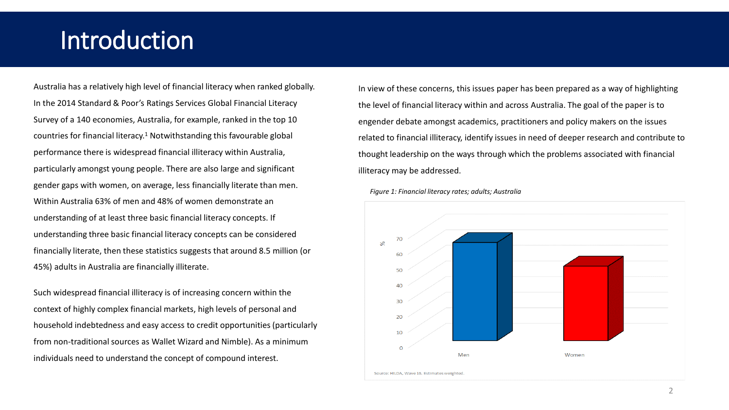# Introduction

Australia has a relatively high level of financial literacy when ranked globally. In the 2014 Standard & Poor's Ratings Services Global Financial Literacy Survey of a 140 economies, Australia, for example, ranked in the top 10 countries for financial literacy.[1] Notwithstanding this favourable global performance there is widespread financial illiteracy within Australia, particularly amongst young people. There are also large and significant gender gaps with women, on average, less financially literate than men. Within Australia 63% of men and 48% of women demonstrate an understanding of at least three basic financial literacy concepts. If understanding three basic financial literacy concepts can be considered financially literate, then these statistics suggests that around 8.5 million (or 45%) adults in Australia are financially illiterate.

Such widespread financial illiteracy is of increasing concern within the context of highly complex financial markets, high levels of personal and household indebtedness and easy access to credit opportunities (particularly from non-traditional sources as Wallet Wizard and Nimble). As a minimum individuals need to understand the concept of compound interest.

In view of these concerns, this issues paper has been prepared as a way of highlighting the level of financial literacy within and across Australia. The goal of the paper is to engender debate amongst academics, practitioners and policy makers on the issues related to financial illiteracy, identify issues in need of deeper research and contribute to thought leadership on the ways through which the problems associated with financial illiteracy may be addressed.

*Figure 1: Financial literacy rates; adults; Australia*

Source: HILDA, Wave 16. Estimates weighted.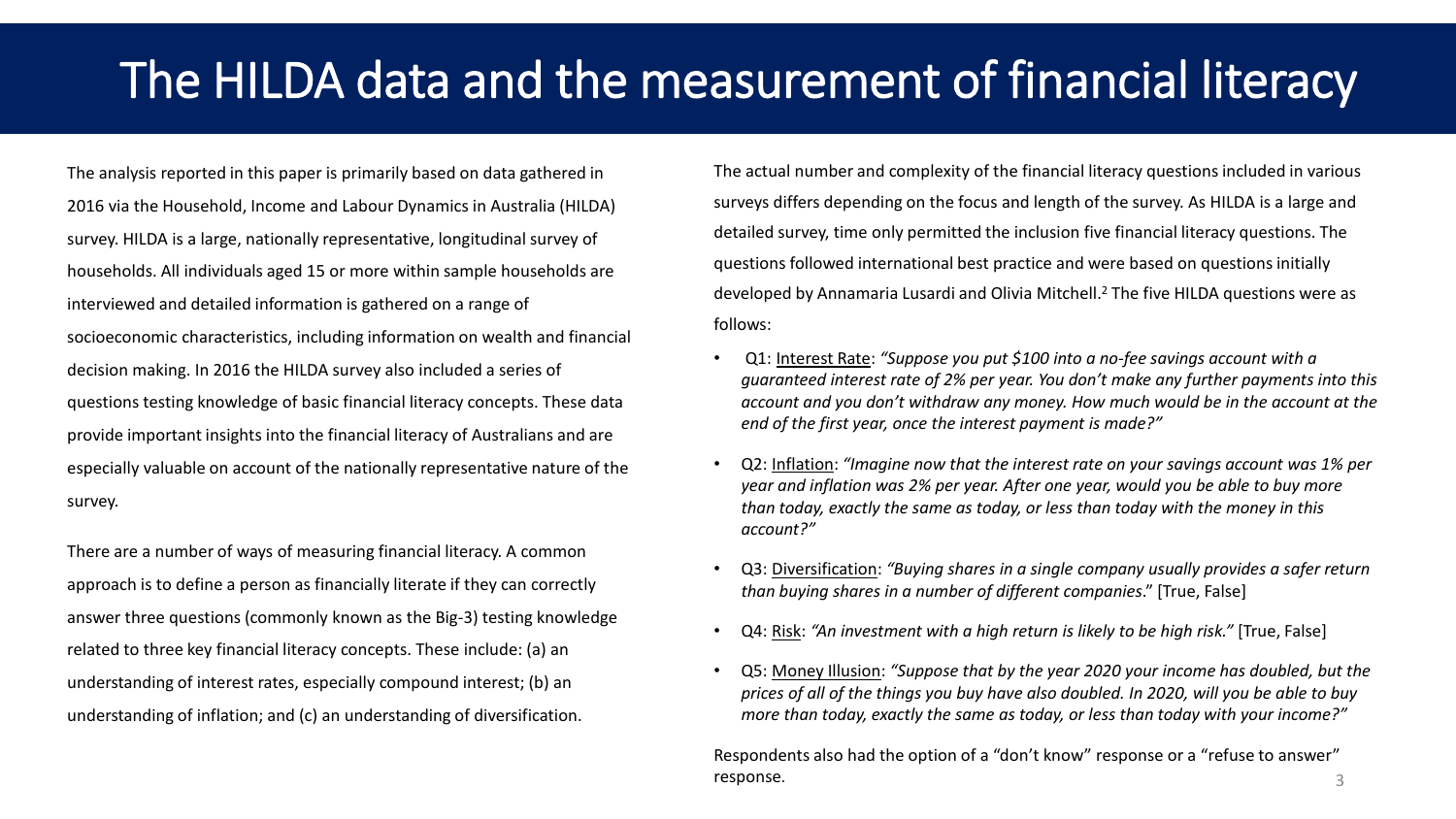# The HILDA data and the measurement of financial literacy

The analysis reported in this paper is primarily based on data gathered in 2016 via the Household, Income and Labour Dynamics in Australia (HILDA) survey. HILDA is a large, nationally representative, longitudinal survey of households. All individuals aged 15 or more within sample households are interviewed and detailed information is gathered on a range of socioeconomic characteristics, including information on wealth and financial decision making. In 2016 the HILDA survey also included a series of questions testing knowledge of basic financial literacy concepts. These data provide important insights into the financial literacy of Australians and are especially valuable on account of the nationally representative nature of the survey.

There are a number of ways of measuring financial literacy. A common approach is to define a person as financially literate if they can correctly answer three questions (commonly known as the Big-3) testing knowledge related to three key financial literacy concepts. These include: (a) an understanding of interest rates, especially compound interest; (b) an understanding of inflation; and (c) an understanding of diversification.

The actual number and complexity of the financial literacy questions included in various surveys differs depending on the focus and length of the survey. As HILDA is a large and detailed survey, time only permitted the inclusion five financial literacy questions. The questions followed international best practice and were based on questions initially developed by Annamaria Lusardi and Olivia Mitchell.[2] The five HILDA questions were as follows:

- Q1: Interest Rate: *"Suppose you put $100 into a no-fee savings account with a guaranteed interest rate of 2% per year. You don't make any further payments into this account and you don't withdraw any money. How much would be in the account at the end of the first year, once the interest payment is made?"*
- Q2: Inflation: *"Imagine now that the interest rate on your savings account was 1% per year and inflation was 2% per year. After one year, would you be able to buy more than today, exactly the same as today, or less than today with the money in this account?"*
- Q3: Diversification: *"Buying shares in a single company usually provides a safer return than buying shares in a number of different companies*." [True, False]
- Q4: Risk: *"An investment with a high return is likely to be high risk."* [True, False]
- Q5: Money Illusion: *"Suppose that by the year 2020 your income has doubled, but the prices of all of the things you buy have also doubled. In 2020, will you be able to buy more than today, exactly the same as today, or less than today with your income?"*

Respondents also had the option of a "don't know" response or a "refuse to answer" response.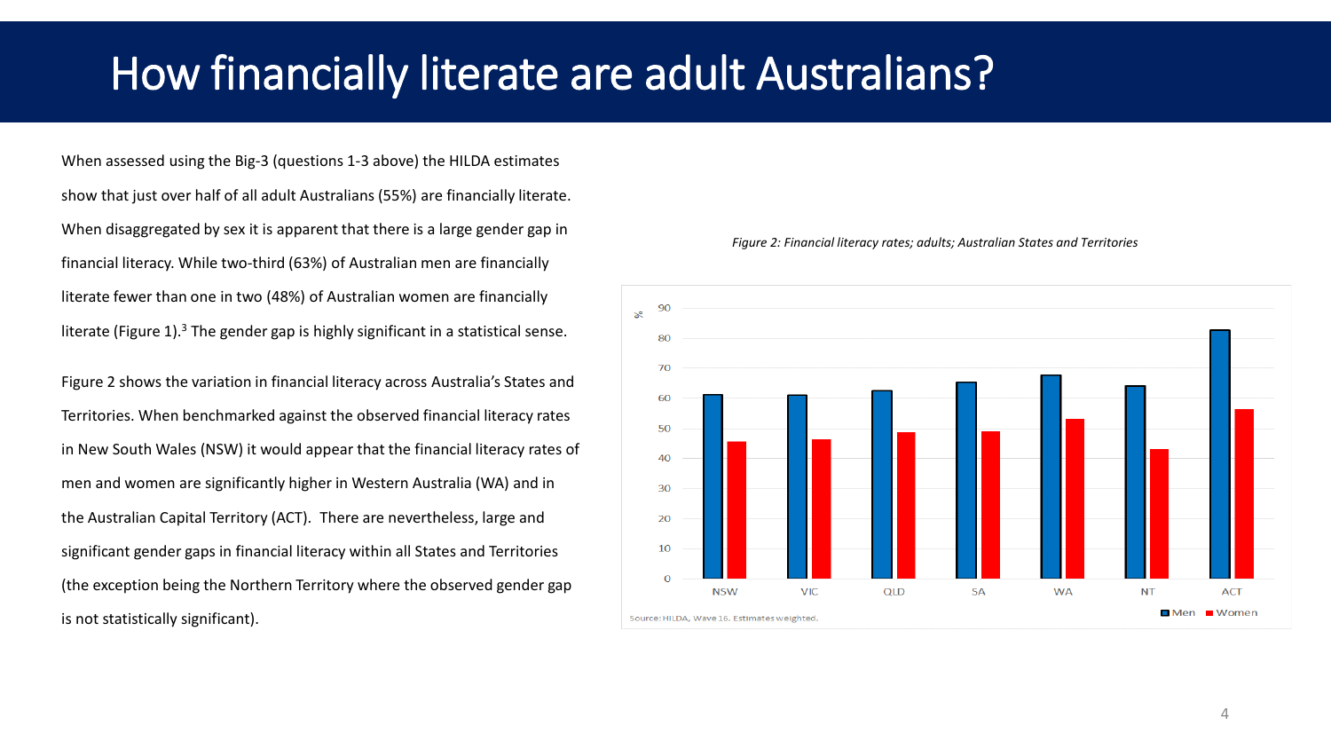# How financially literate are adult Australians?

When assessed using the Big-3 (questions 1-3 above) the HILDA estimates show that just over half of all adult Australians (55%) are financially literate. When disaggregated by sex it is apparent that there is a large gender gap in financial literacy. While two-third (63%) of Australian men are financially literate fewer than one in two (48%) of Australian women are financially literate (Figure 1).[3] The gender gap is highly significant in a statistical sense.

Figure 2 shows the variation in financial literacy across Australia's States and Territories. When benchmarked against the observed financial literacy rates in New South Wales (NSW) it would appear that the financial literacy rates of men and women are significantly higher in Western Australia (WA) and in the Australian Capital Territory (ACT). There are nevertheless, large and significant gender gaps in financial literacy within all States and Territories (the exception being the Northern Territory where the observed gender gap is not statistically significant).

*Figure 2: Financial literacy rates; adults; Australian States and Territories*

Source: HILDA, Wave 16. Estimates weighted.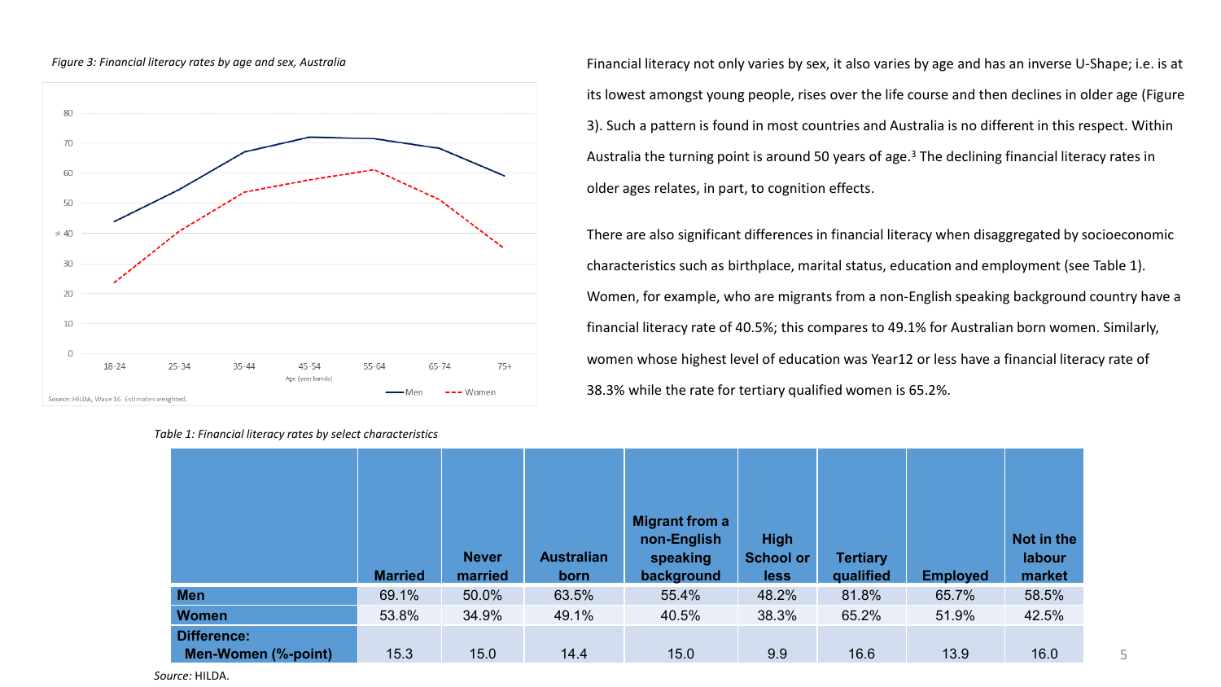*Figure 3: Financial literacy rates by age and sex, Australia*

Source: HILDA, Wave 16. Estimates weighted.

Financial literacy not only varies by sex, it also varies by age and has an inverse U-Shape; i.e. is at its lowest amongst young people, rises over the life course and then declines in older age (Figure 3). Such a pattern is found in most countries and Australia is no different in this respect. Within Australia the turning point is around 50 years of age.[3] The declining financial literacy rates in older ages relates, in part, to cognition effects.

There are also significant differences in financial literacy when disaggregated by socioeconomic characteristics such as birthplace, marital status, education and employment (see Table 1). Women, for example, who are migrants from a non-English speaking background country have a financial literacy rate of 40.5%; this compares to 49.1% for Australian born women. Similarly, women whose highest level of education was Year12 or less have a financial literacy rate of 38.3% while the rate for tertiary qualified women is 65.2%.

*Table 1: Financial literacy rates by select characteristics*

| | Married | Never married | Australian born | Migrant from a non-English speaking background | High School or less | Tertiary qualified | Employed | Not in the labour market |
|---|---|---|---|---|---|---|---|---|
| **Men** | 69.1% | 50.0% | 63.5% | 55.4% | 48.2% | 81.8% | 65.7% | 58.5% |
| **Women** | 53.8% | 34.9% | 49.1% | 40.5% | 38.3% | 65.2% | 51.9% | 42.5% |
| **Difference: Men-Women (%-point)** | 15.3 | 15.0 | 14.4 | 15.0 | 9.9 | 16.6 | 13.9 | 16.0 |

*Source:* HILDA.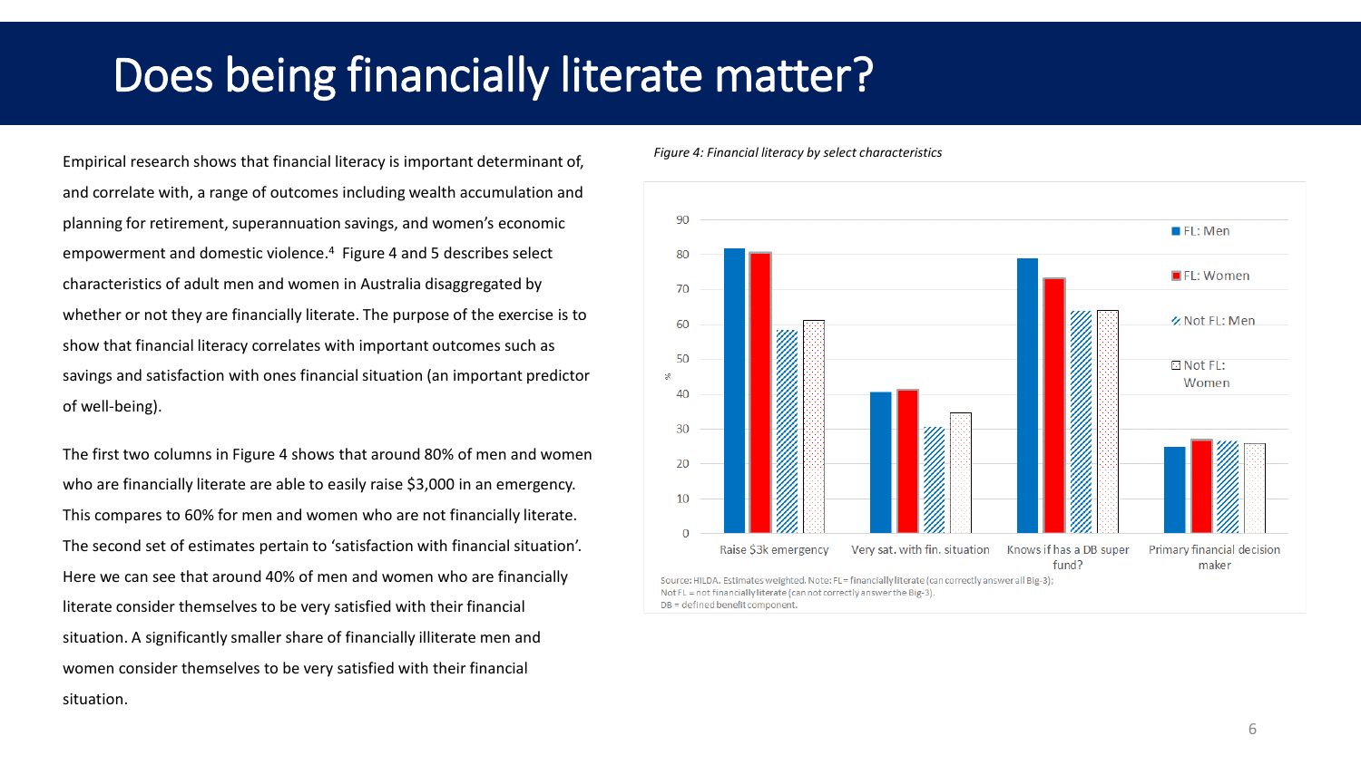# Does being financially literate matter?

Empirical research shows that financial literacy is important determinant of, and correlate with, a range of outcomes including wealth accumulation and planning for retirement, superannuation savings, and women's economic empowerment and domestic violence.[4] Figure 4 and 5 describes select characteristics of adult men and women in Australia disaggregated by whether or not they are financially literate. The purpose of the exercise is to show that financial literacy correlates with important outcomes such as savings and satisfaction with ones financial situation (an important predictor of well-being).

The first two columns in Figure 4 shows that around 80% of men and women who are financially literate are able to easily raise $3,000 in an emergency. This compares to 60% for men and women who are not financially literate. The second set of estimates pertain to 'satisfaction with financial situation'. Here we can see that around 40% of men and women who are financially literate consider themselves to be very satisfied with their financial situation. A significantly smaller share of financially illiterate men and women consider themselves to be very satisfied with their financial situation.

*Figure 4: Financial literacy by select characteristics*

Source: HILDA. Estimates weighted. Note: FL = financially literate (can correctly answer all Big-3); Not FL = not financially literate (can not correctly answer the Big-3). DB = defined benefit component.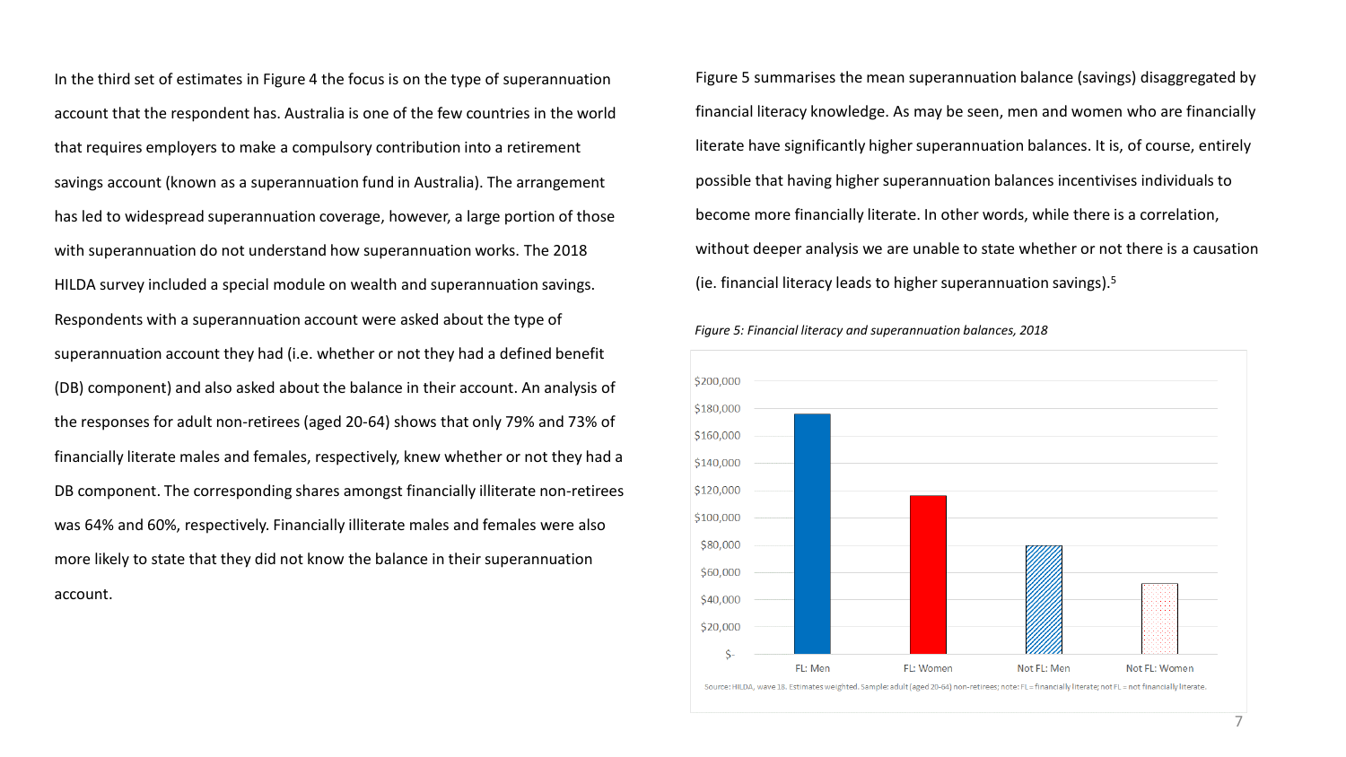In the third set of estimates in Figure 4 the focus is on the type of superannuation account that the respondent has. Australia is one of the few countries in the world that requires employers to make a compulsory contribution into a retirement savings account (known as a superannuation fund in Australia). The arrangement has led to widespread superannuation coverage, however, a large portion of those with superannuation do not understand how superannuation works. The 2018 HILDA survey included a special module on wealth and superannuation savings. Respondents with a superannuation account were asked about the type of superannuation account they had (i.e. whether or not they had a defined benefit (DB) component) and also asked about the balance in their account. An analysis of the responses for adult non-retirees (aged 20-64) shows that only 79% and 73% of financially literate males and females, respectively, knew whether or not they had a DB component. The corresponding shares amongst financially illiterate non-retirees was 64% and 60%, respectively. Financially illiterate males and females were also more likely to state that they did not know the balance in their superannuation account.

Figure 5 summarises the mean superannuation balance (savings) disaggregated by financial literacy knowledge. As may be seen, men and women who are financially literate have significantly higher superannuation balances. It is, of course, entirely possible that having higher superannuation balances incentivises individuals to become more financially literate. In other words, while there is a correlation, without deeper analysis we are unable to state whether or not there is a causation (ie. financial literacy leads to higher superannuation savings).[5]

*Figure 5: Financial literacy and superannuation balances, 2018*

Source: HILDA, wave 18. Estimates weighted. Sample: adult (aged 20-64) non-retirees; note: FL = financially literate; not FL = not financially literate.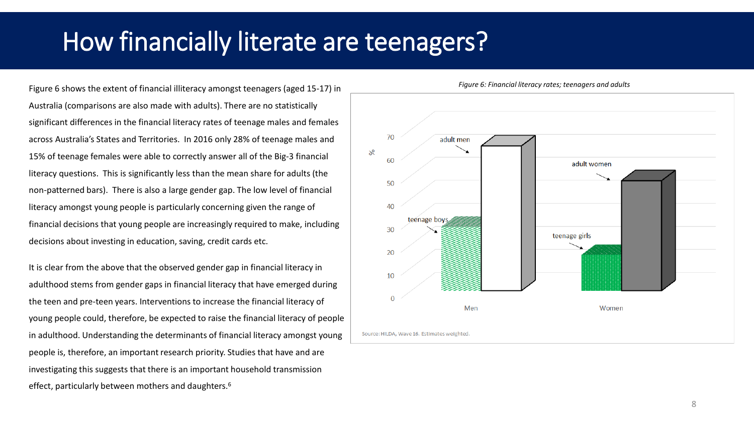# How financially literate are teenagers?

Figure 6 shows the extent of financial illiteracy amongst teenagers (aged 15-17) in Australia (comparisons are also made with adults). There are no statistically significant differences in the financial literacy rates of teenage males and females across Australia's States and Territories. In 2016 only 28% of teenage males and 15% of teenage females were able to correctly answer all of the Big-3 financial literacy questions. This is significantly less than the mean share for adults (the non-patterned bars). There is also a large gender gap. The low level of financial literacy amongst young people is particularly concerning given the range of financial decisions that young people are increasingly required to make, including decisions about investing in education, saving, credit cards etc.

It is clear from the above that the observed gender gap in financial literacy in adulthood stems from gender gaps in financial literacy that have emerged during the teen and pre-teen years. Interventions to increase the financial literacy of young people could, therefore, be expected to raise the financial literacy of people in adulthood. Understanding the determinants of financial literacy amongst young people is, therefore, an important research priority. Studies that have and are investigating this suggests that there is an important household transmission effect, particularly between mothers and daughters.[6]

*Figure 6: Financial literacy rates; teenagers and adults*

Source: HILDA, Wave 16. Estimates weighted.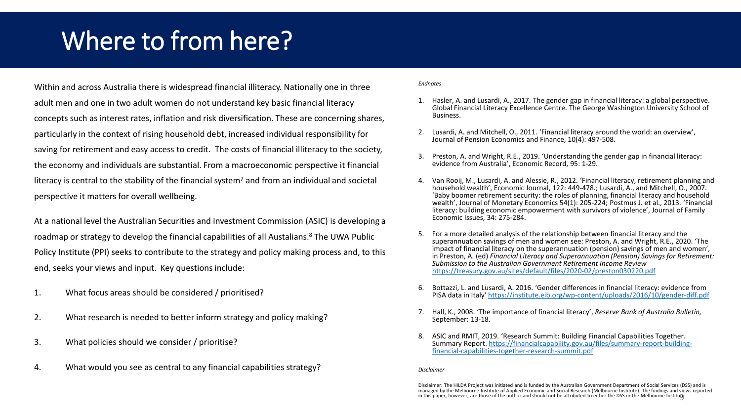# Where to from here?

Within and across Australia there is widespread financial illiteracy. Nationally one in three adult men and one in two adult women do not understand key basic financial literacy concepts such as interest rates, inflation and risk diversification. These are concerning shares, particularly in the context of rising household debt, increased individual responsibility for saving for retirement and easy access to credit. The costs of financial illiteracy to the society, the economy and individuals are substantial. From a macroeconomic perspective it financial literacy is central to the stability of the financial system[7] and from an individual and societal perspective it matters for overall wellbeing.

At a national level the Australian Securities and Investment Commission (ASIC) is developing a roadmap or strategy to develop the financial capabilities of all Austalians.[8] The UWA Public Policy Institute (PPI) seeks to contribute to the strategy and policy making process and, to this end, seeks your views and input. Key questions include:

1. What focus areas should be considered / prioritised?
2. What research is needed to better inform strategy and policy making?
3. What policies should we consider / prioritise?
4. What would you see as central to any financial capabilities strategy?

*Endnotes*

1. Hasler, A. and Lusardi, A., 2017. The gender gap in financial literacy: a global perspective. Global Financial Literacy Excellence Centre. The George Washington University School of Business.
2. Lusardi, A. and Mitchell, O., 2011. 'Financial literacy around the world: an overview', Journal of Pension Economics and Finance, 10(4): 497-508.
3. Preston, A. and Wright, R.E., 2019. 'Understanding the gender gap in financial literacy: evidence from Australia', Economic Record, 95: 1-29.
4. Van Rooij, M., Lusardi, A. and Alessie, R., 2012. 'Financial literacy, retirement planning and household wealth', Economic Journal, 122: 449-478.; Lusardi, A., and Mitchell, O., 2007. 'Baby boomer retirement security: the roles of planning, financial literacy and household wealth', Journal of Monetary Economics 54(1): 205-224; Postmus J. et al., 2013. 'Financial literacy: building economic empowerment with survivors of violence', Journal of Family Economic Issues, 34: 275-284.
5. For a more detailed analysis of the relationship between financial literacy and the superannuation savings of men and women see: Preston, A. and Wright, R.E., 2020. 'The impact of financial literacy on the superannuation (pension) savings of men and women', in Preston, A. (ed) *Financial Literacy and Superannuation (Pension) Savings for Retirement: Submission to the Australian Government Retirement Income Review* https://treasury.gov.au/sites/default/files/2020-02/preston030220.pdf
6. Bottazzi, L. and Lusardi, A. 2016. 'Gender differences in financial literacy: evidence from PISA data in Italy' https://institute.eib.org/wp-content/uploads/2016/10/gender-diff.pdf
7. Hall, K., 2008. 'The importance of financial literacy', *Reserve Bank of Australia Bulletin,* September: 13-18.
8. ASIC and RMIT, 2019. 'Research Summit: Building Financial Capabilities Together. Summary Report. https://financialcapability.gov.au/files/summary-report-building-financial-capabilities-together-research-summit.pdf

*Disclaimer*

Disclaimer: The HILDA Project was initiated and is funded by the Australian Government Department of Social Services (DSS) and is managed by the Melbourne Institute of Applied Economic and Social Research (Melbourne Institute). The findings and views reported in this paper, however, are those of the author and should not be attributed to either the DSS or the Melbourne Institute.